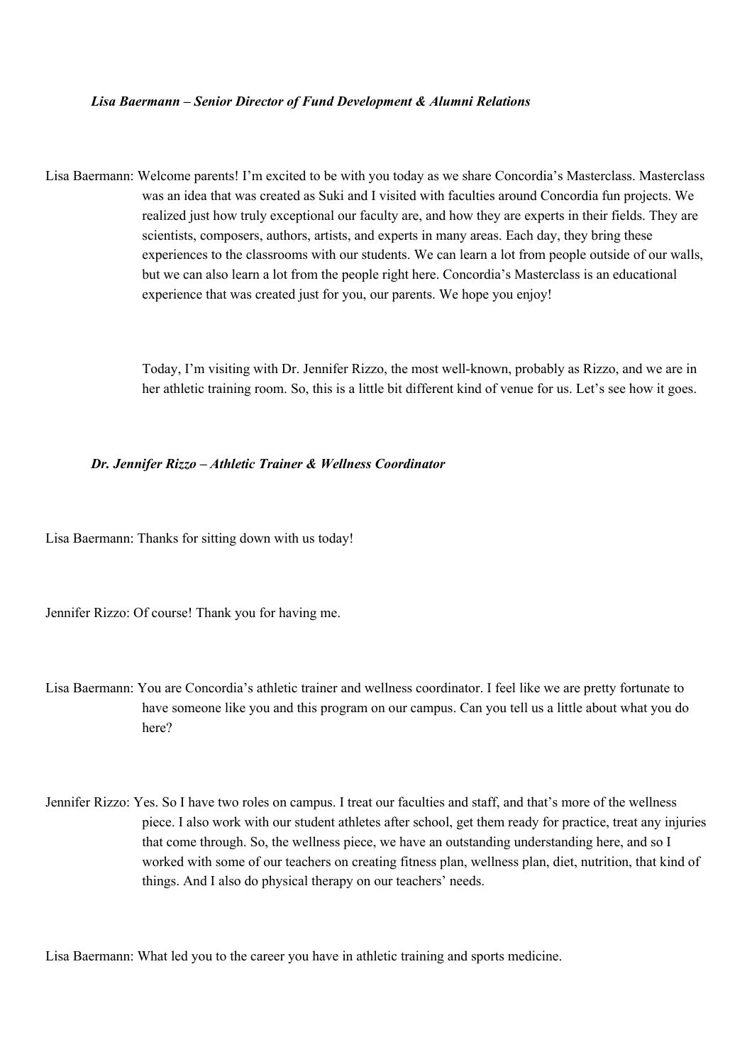***Lisa Baermann – Senior Director of Fund Development & Alumni Relations***

Lisa Baermann: Welcome parents! I'm excited to be with you today as we share Concordia's Masterclass. Masterclass was an idea that was created as Suki and I visited with faculties around Concordia fun projects. We realized just how truly exceptional our faculty are, and how they are experts in their fields. They are scientists, composers, authors, artists, and experts in many areas. Each day, they bring these experiences to the classrooms with our students. We can learn a lot from people outside of our walls, but we can also learn a lot from the people right here. Concordia's Masterclass is an educational experience that was created just for you, our parents. We hope you enjoy!

Today, I'm visiting with Dr. Jennifer Rizzo, the most well-known, probably as Rizzo, and we are in her athletic training room. So, this is a little bit different kind of venue for us. Let's see how it goes.

***Dr. Jennifer Rizzo – Athletic Trainer & Wellness Coordinator***

Lisa Baermann: Thanks for sitting down with us today!

Jennifer Rizzo: Of course! Thank you for having me.

Lisa Baermann: You are Concordia's athletic trainer and wellness coordinator. I feel like we are pretty fortunate to have someone like you and this program on our campus. Can you tell us a little about what you do here?

Jennifer Rizzo: Yes. So I have two roles on campus. I treat our faculties and staff, and that's more of the wellness piece. I also work with our student athletes after school, get them ready for practice, treat any injuries that come through. So, the wellness piece, we have an outstanding understanding here, and so I worked with some of our teachers on creating fitness plan, wellness plan, diet, nutrition, that kind of things. And I also do physical therapy on our teachers' needs.

Lisa Baermann: What led you to the career you have in athletic training and sports medicine.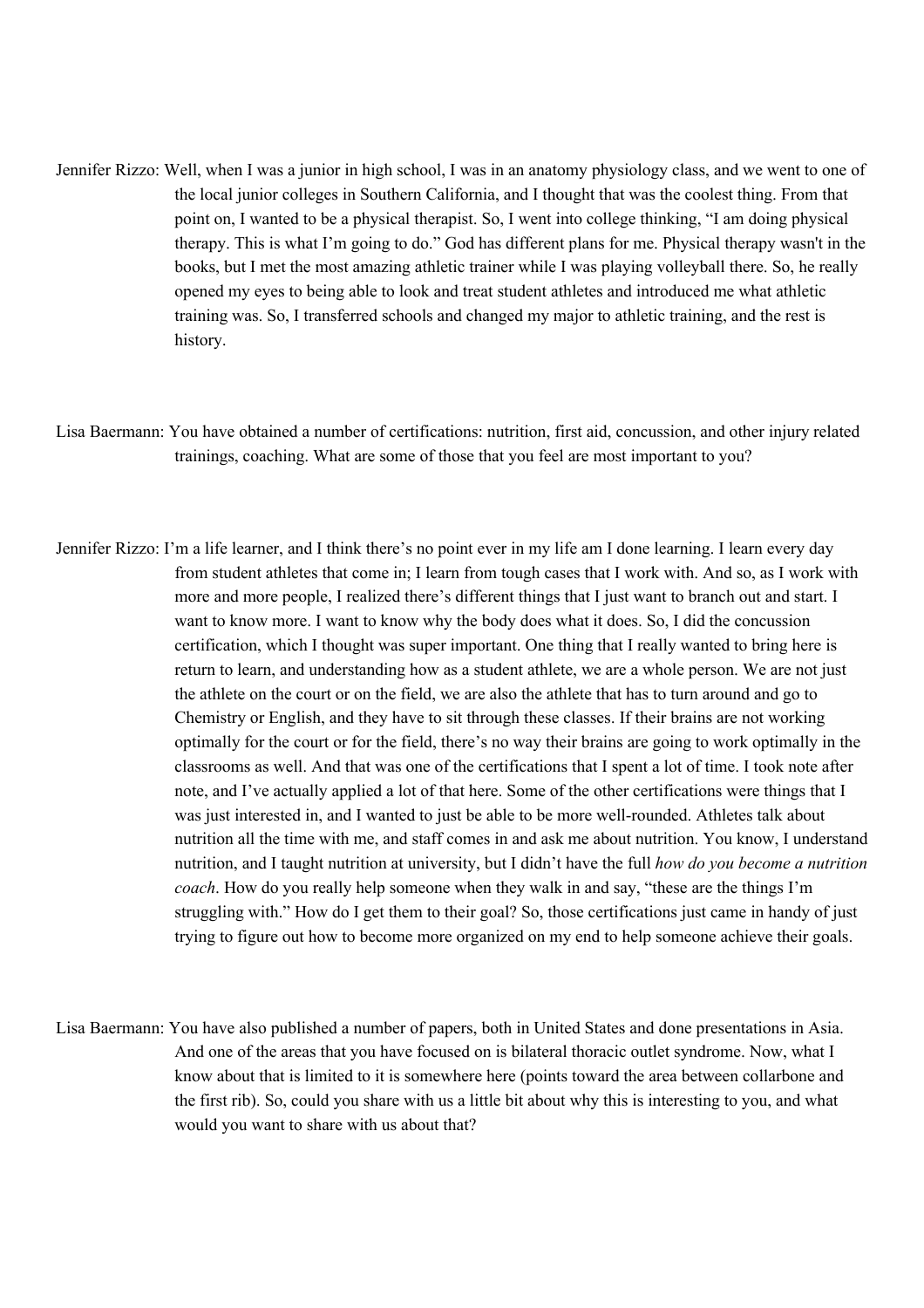Jennifer Rizzo: Well, when I was a junior in high school, I was in an anatomy physiology class, and we went to one of the local junior colleges in Southern California, and I thought that was the coolest thing. From that point on, I wanted to be a physical therapist. So, I went into college thinking, "I am doing physical therapy. This is what I'm going to do." God has different plans for me. Physical therapy wasn't in the books, but I met the most amazing athletic trainer while I was playing volleyball there. So, he really opened my eyes to being able to look and treat student athletes and introduced me what athletic training was. So, I transferred schools and changed my major to athletic training, and the rest is history.

Lisa Baermann: You have obtained a number of certifications: nutrition, first aid, concussion, and other injury related trainings, coaching. What are some of those that you feel are most important to you?

Jennifer Rizzo: I'm a life learner, and I think there's no point ever in my life am I done learning. I learn every day from student athletes that come in; I learn from tough cases that I work with. And so, as I work with more and more people, I realized there's different things that I just want to branch out and start. I want to know more. I want to know why the body does what it does. So, I did the concussion certification, which I thought was super important. One thing that I really wanted to bring here is return to learn, and understanding how as a student athlete, we are a whole person. We are not just the athlete on the court or on the field, we are also the athlete that has to turn around and go to Chemistry or English, and they have to sit through these classes. If their brains are not working optimally for the court or for the field, there's no way their brains are going to work optimally in the classrooms as well. And that was one of the certifications that I spent a lot of time. I took note after note, and I've actually applied a lot of that here. Some of the other certifications were things that I was just interested in, and I wanted to just be able to be more well-rounded. Athletes talk about nutrition all the time with me, and staff comes in and ask me about nutrition. You know, I understand nutrition, and I taught nutrition at university, but I didn't have the full *how do you become a nutrition coach*. How do you really help someone when they walk in and say, "these are the things I'm struggling with." How do I get them to their goal? So, those certifications just came in handy of just trying to figure out how to become more organized on my end to help someone achieve their goals.

Lisa Baermann: You have also published a number of papers, both in United States and done presentations in Asia. And one of the areas that you have focused on is bilateral thoracic outlet syndrome. Now, what I know about that is limited to it is somewhere here (points toward the area between collarbone and the first rib). So, could you share with us a little bit about why this is interesting to you, and what would you want to share with us about that?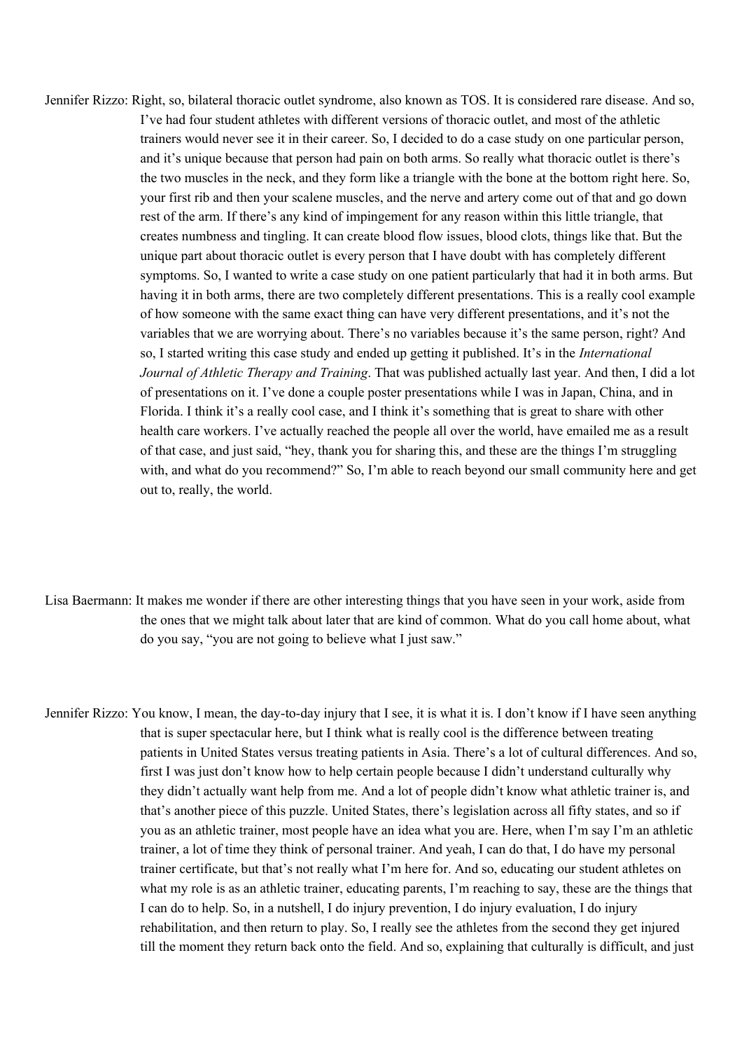Jennifer Rizzo: Right, so, bilateral thoracic outlet syndrome, also known as TOS. It is considered rare disease. And so, I've had four student athletes with different versions of thoracic outlet, and most of the athletic trainers would never see it in their career. So, I decided to do a case study on one particular person, and it's unique because that person had pain on both arms. So really what thoracic outlet is there's the two muscles in the neck, and they form like a triangle with the bone at the bottom right here. So, your first rib and then your scalene muscles, and the nerve and artery come out of that and go down rest of the arm. If there's any kind of impingement for any reason within this little triangle, that creates numbness and tingling. It can create blood flow issues, blood clots, things like that. But the unique part about thoracic outlet is every person that I have doubt with has completely different symptoms. So, I wanted to write a case study on one patient particularly that had it in both arms. But having it in both arms, there are two completely different presentations. This is a really cool example of how someone with the same exact thing can have very different presentations, and it's not the variables that we are worrying about. There's no variables because it's the same person, right? And so, I started writing this case study and ended up getting it published. It's in the *International Journal of Athletic Therapy and Training*. That was published actually last year. And then, I did a lot of presentations on it. I've done a couple poster presentations while I was in Japan, China, and in Florida. I think it's a really cool case, and I think it's something that is great to share with other health care workers. I've actually reached the people all over the world, have emailed me as a result of that case, and just said, "hey, thank you for sharing this, and these are the things I'm struggling with, and what do you recommend?" So, I'm able to reach beyond our small community here and get out to, really, the world.

Lisa Baermann: It makes me wonder if there are other interesting things that you have seen in your work, aside from the ones that we might talk about later that are kind of common. What do you call home about, what do you say, "you are not going to believe what I just saw."

Jennifer Rizzo: You know, I mean, the day-to-day injury that I see, it is what it is. I don't know if I have seen anything that is super spectacular here, but I think what is really cool is the difference between treating patients in United States versus treating patients in Asia. There's a lot of cultural differences. And so, first I was just don't know how to help certain people because I didn't understand culturally why they didn't actually want help from me. And a lot of people didn't know what athletic trainer is, and that's another piece of this puzzle. United States, there's legislation across all fifty states, and so if you as an athletic trainer, most people have an idea what you are. Here, when I'm say I'm an athletic trainer, a lot of time they think of personal trainer. And yeah, I can do that, I do have my personal trainer certificate, but that's not really what I'm here for. And so, educating our student athletes on what my role is as an athletic trainer, educating parents, I'm reaching to say, these are the things that I can do to help. So, in a nutshell, I do injury prevention, I do injury evaluation, I do injury rehabilitation, and then return to play. So, I really see the athletes from the second they get injured till the moment they return back onto the field. And so, explaining that culturally is difficult, and just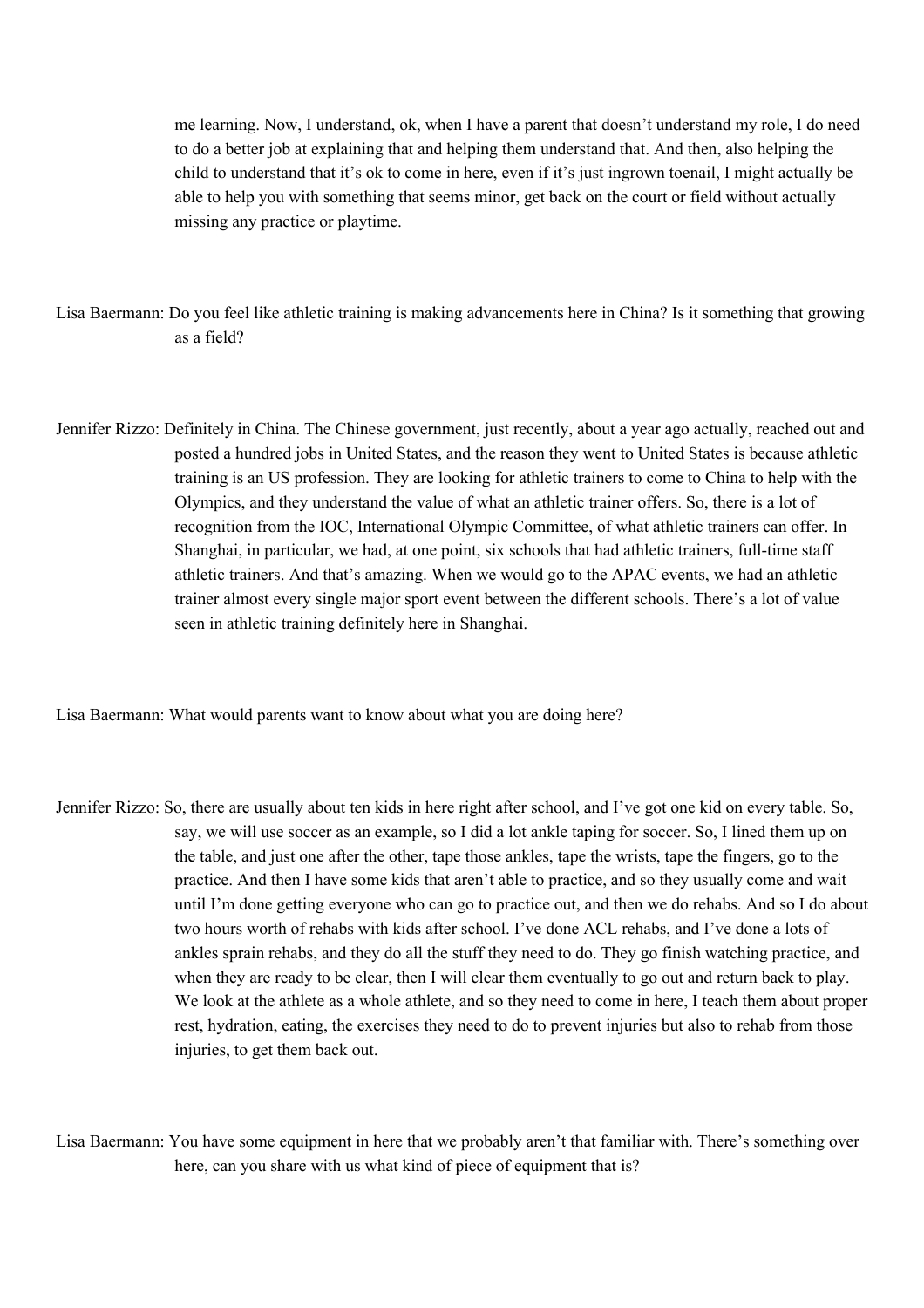me learning. Now, I understand, ok, when I have a parent that doesn't understand my role, I do need to do a better job at explaining that and helping them understand that. And then, also helping the child to understand that it's ok to come in here, even if it's just ingrown toenail, I might actually be able to help you with something that seems minor, get back on the court or field without actually missing any practice or playtime.

Lisa Baermann: Do you feel like athletic training is making advancements here in China? Is it something that growing as a field?

Jennifer Rizzo: Definitely in China. The Chinese government, just recently, about a year ago actually, reached out and posted a hundred jobs in United States, and the reason they went to United States is because athletic training is an US profession. They are looking for athletic trainers to come to China to help with the Olympics, and they understand the value of what an athletic trainer offers. So, there is a lot of recognition from the IOC, International Olympic Committee, of what athletic trainers can offer. In Shanghai, in particular, we had, at one point, six schools that had athletic trainers, full-time staff athletic trainers. And that's amazing. When we would go to the APAC events, we had an athletic trainer almost every single major sport event between the different schools. There's a lot of value seen in athletic training definitely here in Shanghai.

Lisa Baermann: What would parents want to know about what you are doing here?

Jennifer Rizzo: So, there are usually about ten kids in here right after school, and I've got one kid on every table. So, say, we will use soccer as an example, so I did a lot ankle taping for soccer. So, I lined them up on the table, and just one after the other, tape those ankles, tape the wrists, tape the fingers, go to the practice. And then I have some kids that aren't able to practice, and so they usually come and wait until I'm done getting everyone who can go to practice out, and then we do rehabs. And so I do about two hours worth of rehabs with kids after school. I've done ACL rehabs, and I've done a lots of ankles sprain rehabs, and they do all the stuff they need to do. They go finish watching practice, and when they are ready to be clear, then I will clear them eventually to go out and return back to play. We look at the athlete as a whole athlete, and so they need to come in here, I teach them about proper rest, hydration, eating, the exercises they need to do to prevent injuries but also to rehab from those injuries, to get them back out.

Lisa Baermann: You have some equipment in here that we probably aren't that familiar with. There's something over here, can you share with us what kind of piece of equipment that is?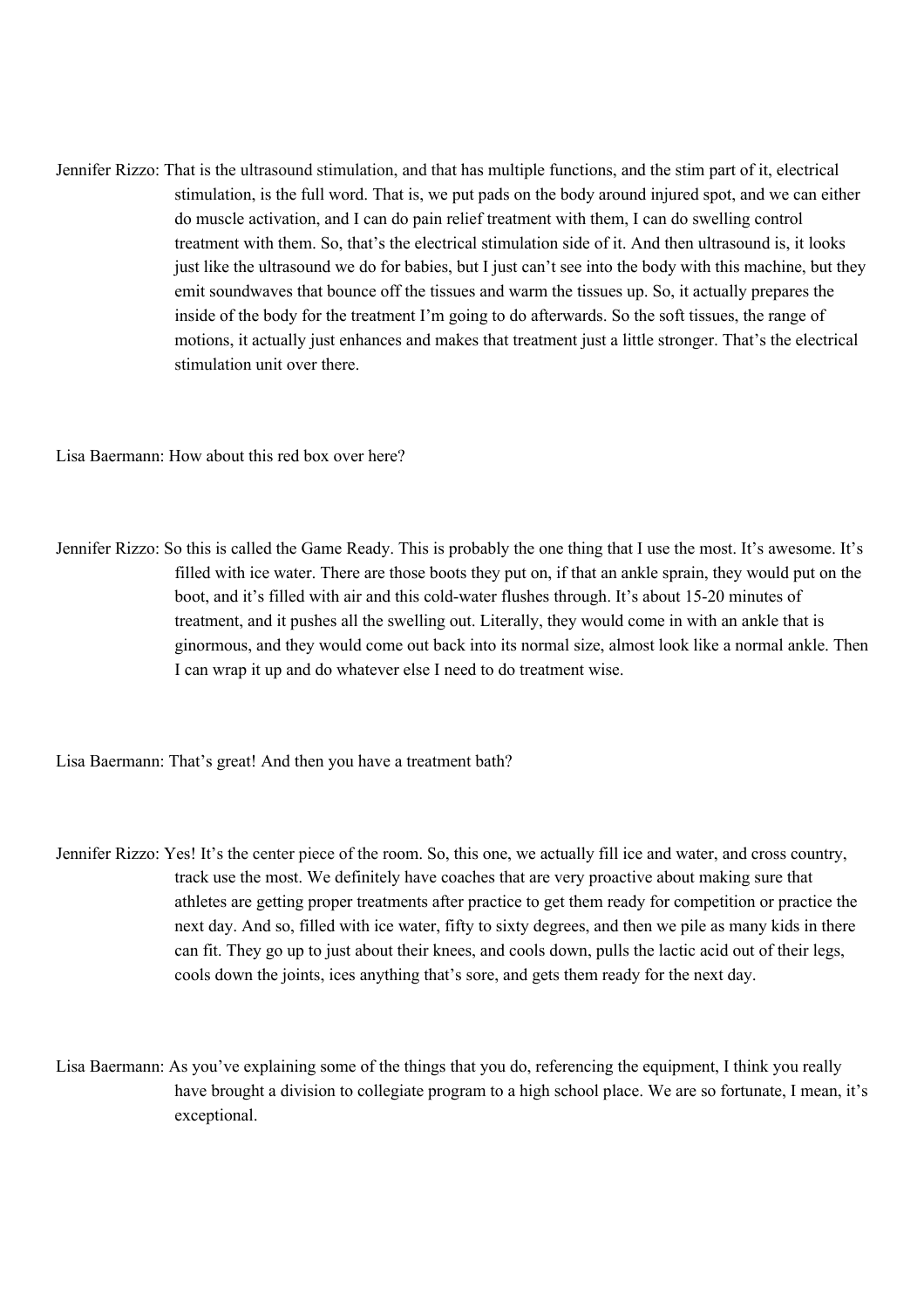Jennifer Rizzo: That is the ultrasound stimulation, and that has multiple functions, and the stim part of it, electrical stimulation, is the full word. That is, we put pads on the body around injured spot, and we can either do muscle activation, and I can do pain relief treatment with them, I can do swelling control treatment with them. So, that's the electrical stimulation side of it. And then ultrasound is, it looks just like the ultrasound we do for babies, but I just can't see into the body with this machine, but they emit soundwaves that bounce off the tissues and warm the tissues up. So, it actually prepares the inside of the body for the treatment I'm going to do afterwards. So the soft tissues, the range of motions, it actually just enhances and makes that treatment just a little stronger. That's the electrical stimulation unit over there.

Lisa Baermann: How about this red box over here?

Jennifer Rizzo: So this is called the Game Ready. This is probably the one thing that I use the most. It's awesome. It's filled with ice water. There are those boots they put on, if that an ankle sprain, they would put on the boot, and it's filled with air and this cold-water flushes through. It's about 15-20 minutes of treatment, and it pushes all the swelling out. Literally, they would come in with an ankle that is ginormous, and they would come out back into its normal size, almost look like a normal ankle. Then I can wrap it up and do whatever else I need to do treatment wise.

Lisa Baermann: That's great! And then you have a treatment bath?

Jennifer Rizzo: Yes! It's the center piece of the room. So, this one, we actually fill ice and water, and cross country, track use the most. We definitely have coaches that are very proactive about making sure that athletes are getting proper treatments after practice to get them ready for competition or practice the next day. And so, filled with ice water, fifty to sixty degrees, and then we pile as many kids in there can fit. They go up to just about their knees, and cools down, pulls the lactic acid out of their legs, cools down the joints, ices anything that's sore, and gets them ready for the next day.

Lisa Baermann: As you've explaining some of the things that you do, referencing the equipment, I think you really have brought a division to collegiate program to a high school place. We are so fortunate, I mean, it's exceptional.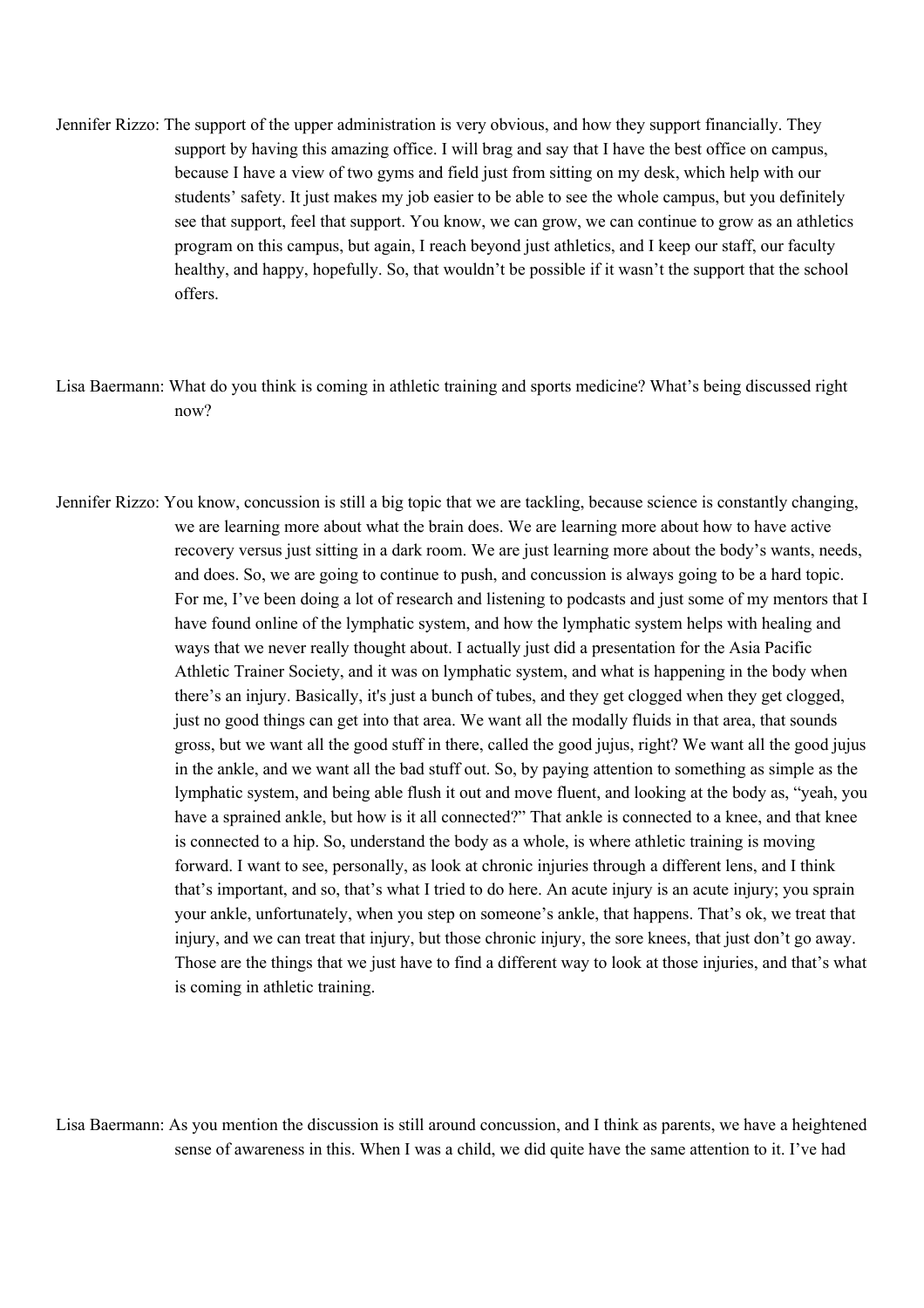Jennifer Rizzo: The support of the upper administration is very obvious, and how they support financially. They support by having this amazing office. I will brag and say that I have the best office on campus, because I have a view of two gyms and field just from sitting on my desk, which help with our students' safety. It just makes my job easier to be able to see the whole campus, but you definitely see that support, feel that support. You know, we can grow, we can continue to grow as an athletics program on this campus, but again, I reach beyond just athletics, and I keep our staff, our faculty healthy, and happy, hopefully. So, that wouldn't be possible if it wasn't the support that the school offers.

Lisa Baermann: What do you think is coming in athletic training and sports medicine? What's being discussed right now?

Jennifer Rizzo: You know, concussion is still a big topic that we are tackling, because science is constantly changing, we are learning more about what the brain does. We are learning more about how to have active recovery versus just sitting in a dark room. We are just learning more about the body's wants, needs, and does. So, we are going to continue to push, and concussion is always going to be a hard topic. For me, I've been doing a lot of research and listening to podcasts and just some of my mentors that I have found online of the lymphatic system, and how the lymphatic system helps with healing and ways that we never really thought about. I actually just did a presentation for the Asia Pacific Athletic Trainer Society, and it was on lymphatic system, and what is happening in the body when there's an injury. Basically, it's just a bunch of tubes, and they get clogged when they get clogged, just no good things can get into that area. We want all the modally fluids in that area, that sounds gross, but we want all the good stuff in there, called the good jujus, right? We want all the good jujus in the ankle, and we want all the bad stuff out. So, by paying attention to something as simple as the lymphatic system, and being able flush it out and move fluent, and looking at the body as, "yeah, you have a sprained ankle, but how is it all connected?" That ankle is connected to a knee, and that knee is connected to a hip. So, understand the body as a whole, is where athletic training is moving forward. I want to see, personally, as look at chronic injuries through a different lens, and I think that's important, and so, that's what I tried to do here. An acute injury is an acute injury; you sprain your ankle, unfortunately, when you step on someone's ankle, that happens. That's ok, we treat that injury, and we can treat that injury, but those chronic injury, the sore knees, that just don't go away. Those are the things that we just have to find a different way to look at those injuries, and that's what is coming in athletic training.

Lisa Baermann: As you mention the discussion is still around concussion, and I think as parents, we have a heightened sense of awareness in this. When I was a child, we did quite have the same attention to it. I've had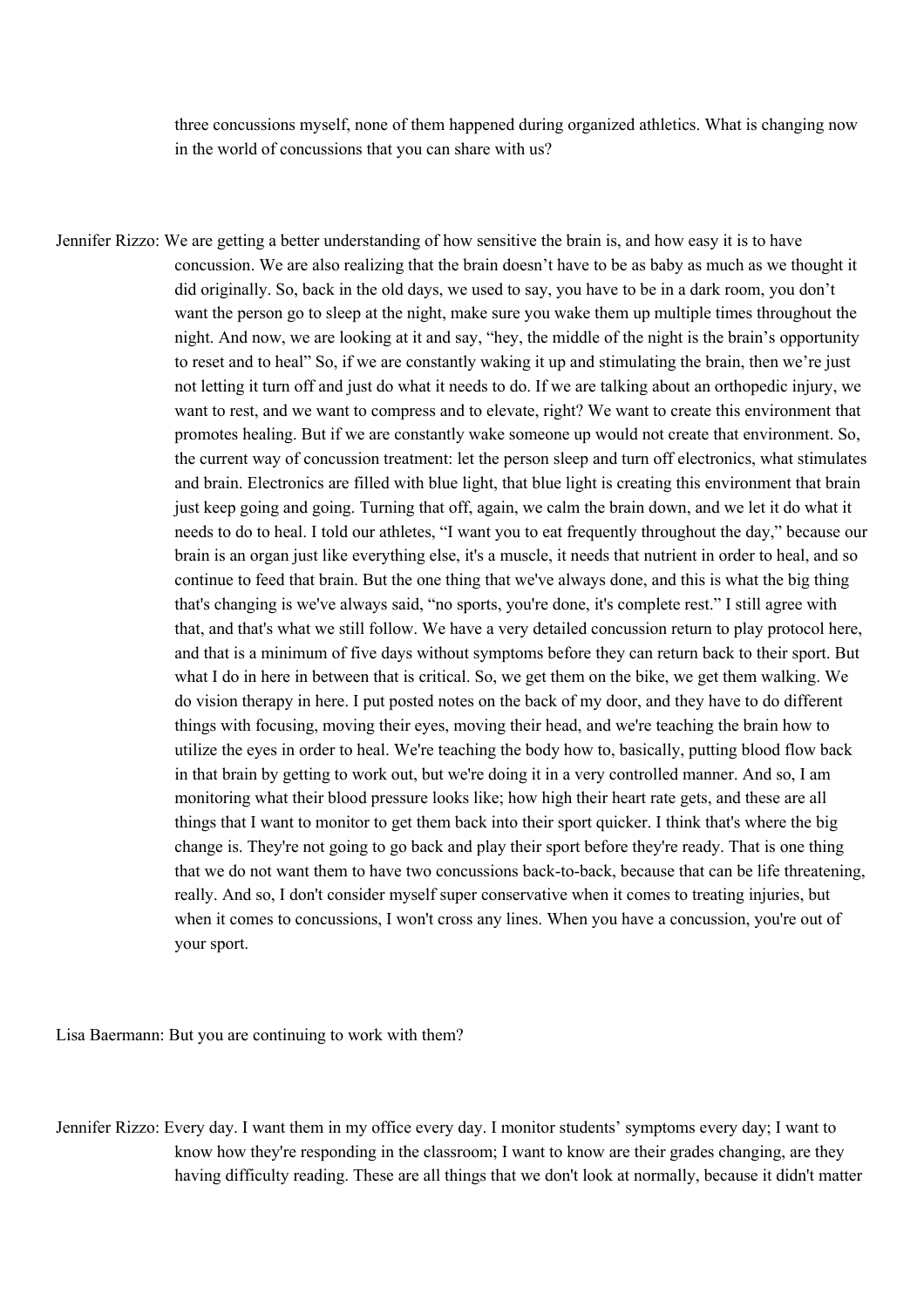three concussions myself, none of them happened during organized athletics. What is changing now in the world of concussions that you can share with us?

Jennifer Rizzo: We are getting a better understanding of how sensitive the brain is, and how easy it is to have concussion. We are also realizing that the brain doesn't have to be as baby as much as we thought it did originally. So, back in the old days, we used to say, you have to be in a dark room, you don't want the person go to sleep at the night, make sure you wake them up multiple times throughout the night. And now, we are looking at it and say, "hey, the middle of the night is the brain's opportunity to reset and to heal" So, if we are constantly waking it up and stimulating the brain, then we're just not letting it turn off and just do what it needs to do. If we are talking about an orthopedic injury, we want to rest, and we want to compress and to elevate, right? We want to create this environment that promotes healing. But if we are constantly wake someone up would not create that environment. So, the current way of concussion treatment: let the person sleep and turn off electronics, what stimulates and brain. Electronics are filled with blue light, that blue light is creating this environment that brain just keep going and going. Turning that off, again, we calm the brain down, and we let it do what it needs to do to heal. I told our athletes, "I want you to eat frequently throughout the day," because our brain is an organ just like everything else, it's a muscle, it needs that nutrient in order to heal, and so continue to feed that brain. But the one thing that we've always done, and this is what the big thing that's changing is we've always said, "no sports, you're done, it's complete rest." I still agree with that, and that's what we still follow. We have a very detailed concussion return to play protocol here, and that is a minimum of five days without symptoms before they can return back to their sport. But what I do in here in between that is critical. So, we get them on the bike, we get them walking. We do vision therapy in here. I put posted notes on the back of my door, and they have to do different things with focusing, moving their eyes, moving their head, and we're teaching the brain how to utilize the eyes in order to heal. We're teaching the body how to, basically, putting blood flow back in that brain by getting to work out, but we're doing it in a very controlled manner. And so, I am monitoring what their blood pressure looks like; how high their heart rate gets, and these are all things that I want to monitor to get them back into their sport quicker. I think that's where the big change is. They're not going to go back and play their sport before they're ready. That is one thing that we do not want them to have two concussions back-to-back, because that can be life threatening, really. And so, I don't consider myself super conservative when it comes to treating injuries, but when it comes to concussions, I won't cross any lines. When you have a concussion, you're out of your sport.

Lisa Baermann: But you are continuing to work with them?

Jennifer Rizzo: Every day. I want them in my office every day. I monitor students' symptoms every day; I want to know how they're responding in the classroom; I want to know are their grades changing, are they having difficulty reading. These are all things that we don't look at normally, because it didn't matter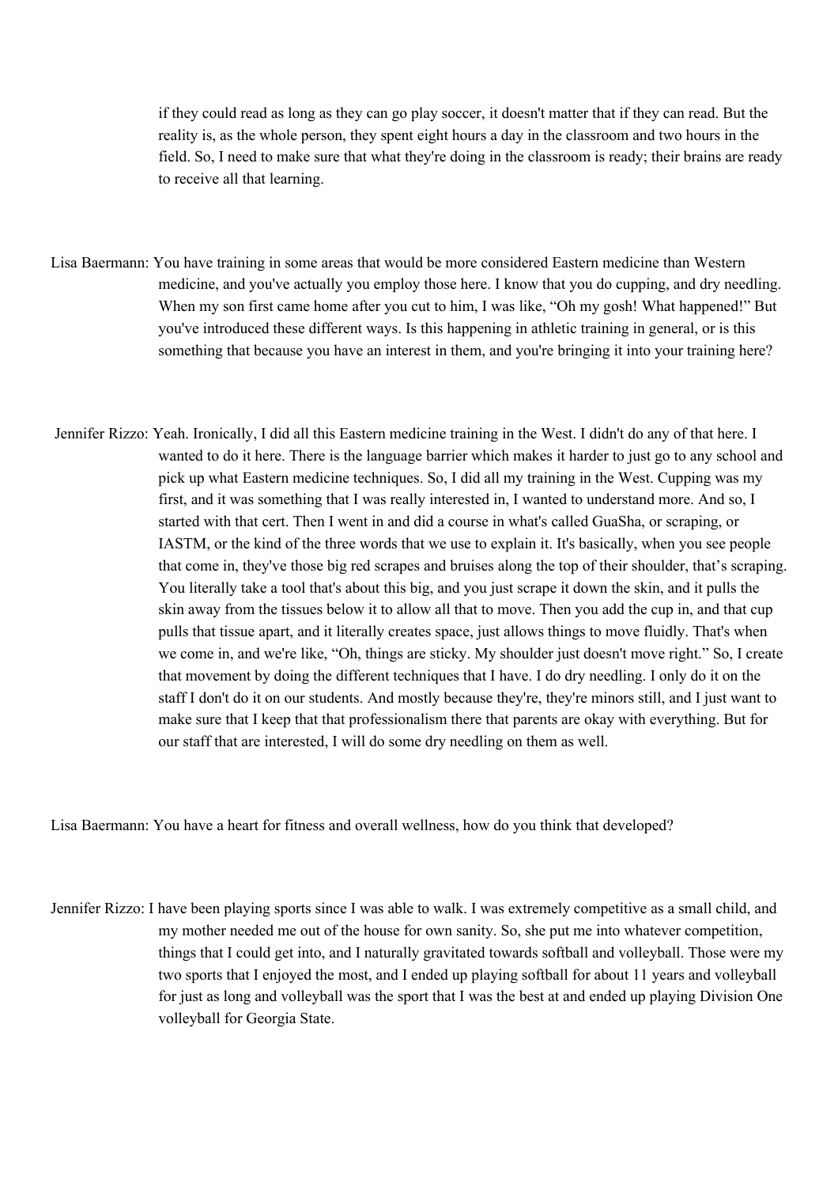if they could read as long as they can go play soccer, it doesn't matter that if they can read. But the reality is, as the whole person, they spent eight hours a day in the classroom and two hours in the field. So, I need to make sure that what they're doing in the classroom is ready; their brains are ready to receive all that learning.

Lisa Baermann: You have training in some areas that would be more considered Eastern medicine than Western medicine, and you've actually you employ those here. I know that you do cupping, and dry needling. When my son first came home after you cut to him, I was like, "Oh my gosh! What happened!" But you've introduced these different ways. Is this happening in athletic training in general, or is this something that because you have an interest in them, and you're bringing it into your training here?

Jennifer Rizzo: Yeah. Ironically, I did all this Eastern medicine training in the West. I didn't do any of that here. I wanted to do it here. There is the language barrier which makes it harder to just go to any school and pick up what Eastern medicine techniques. So, I did all my training in the West. Cupping was my first, and it was something that I was really interested in, I wanted to understand more. And so, I started with that cert. Then I went in and did a course in what's called GuaSha, or scraping, or IASTM, or the kind of the three words that we use to explain it. It's basically, when you see people that come in, they've those big red scrapes and bruises along the top of their shoulder, that's scraping. You literally take a tool that's about this big, and you just scrape it down the skin, and it pulls the skin away from the tissues below it to allow all that to move. Then you add the cup in, and that cup pulls that tissue apart, and it literally creates space, just allows things to move fluidly. That's when we come in, and we're like, "Oh, things are sticky. My shoulder just doesn't move right." So, I create that movement by doing the different techniques that I have. I do dry needling. I only do it on the staff I don't do it on our students. And mostly because they're, they're minors still, and I just want to make sure that I keep that that professionalism there that parents are okay with everything. But for our staff that are interested, I will do some dry needling on them as well.

Lisa Baermann: You have a heart for fitness and overall wellness, how do you think that developed?

Jennifer Rizzo: I have been playing sports since I was able to walk. I was extremely competitive as a small child, and my mother needed me out of the house for own sanity. So, she put me into whatever competition, things that I could get into, and I naturally gravitated towards softball and volleyball. Those were my two sports that I enjoyed the most, and I ended up playing softball for about 11 years and volleyball for just as long and volleyball was the sport that I was the best at and ended up playing Division One volleyball for Georgia State.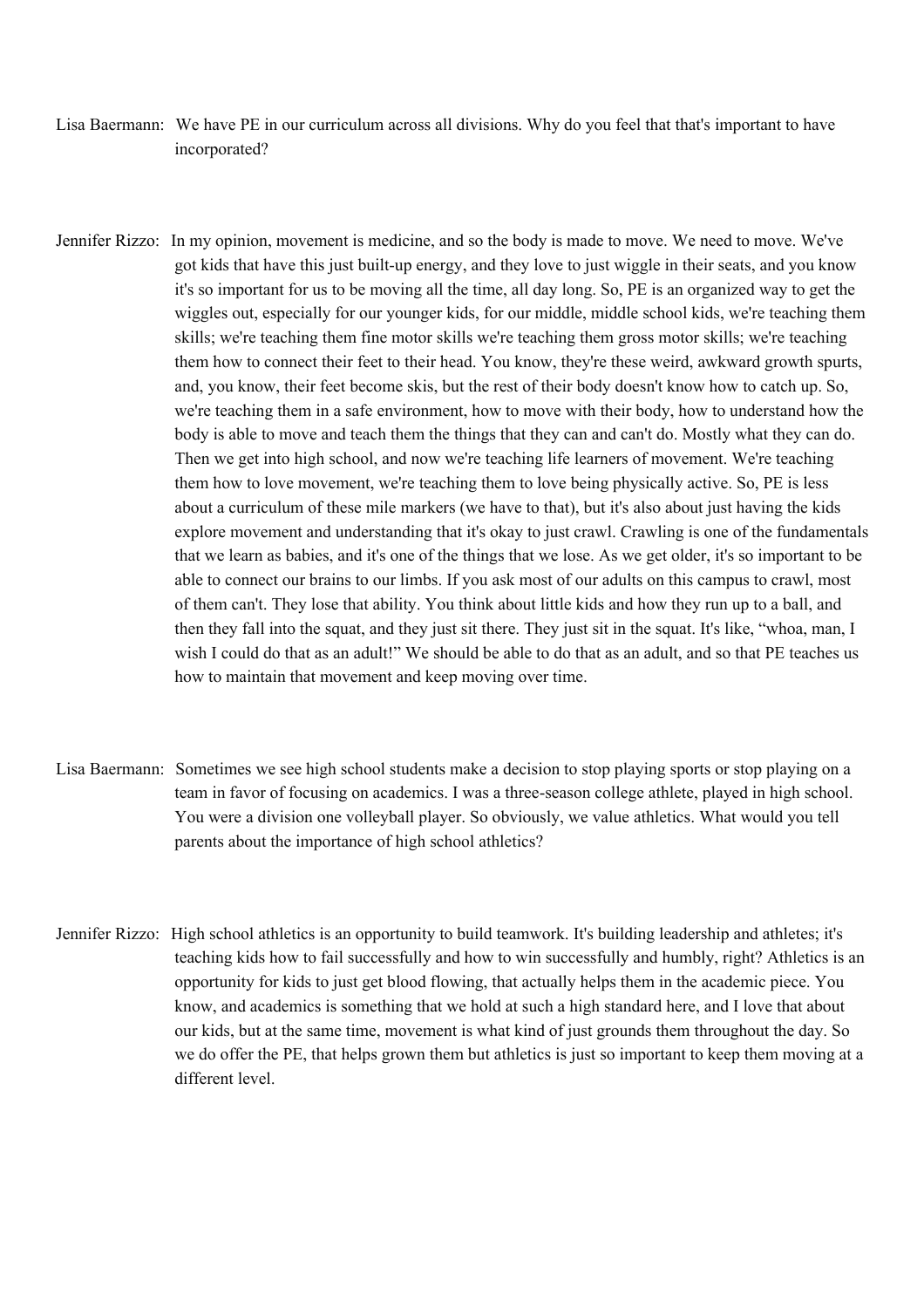Lisa Baermann: We have PE in our curriculum across all divisions. Why do you feel that that's important to have incorporated?

Jennifer Rizzo: In my opinion, movement is medicine, and so the body is made to move. We need to move. We've got kids that have this just built-up energy, and they love to just wiggle in their seats, and you know it's so important for us to be moving all the time, all day long. So, PE is an organized way to get the wiggles out, especially for our younger kids, for our middle, middle school kids, we're teaching them skills; we're teaching them fine motor skills we're teaching them gross motor skills; we're teaching them how to connect their feet to their head. You know, they're these weird, awkward growth spurts, and, you know, their feet become skis, but the rest of their body doesn't know how to catch up. So, we're teaching them in a safe environment, how to move with their body, how to understand how the body is able to move and teach them the things that they can and can't do. Mostly what they can do. Then we get into high school, and now we're teaching life learners of movement. We're teaching them how to love movement, we're teaching them to love being physically active. So, PE is less about a curriculum of these mile markers (we have to that), but it's also about just having the kids explore movement and understanding that it's okay to just crawl. Crawling is one of the fundamentals that we learn as babies, and it's one of the things that we lose. As we get older, it's so important to be able to connect our brains to our limbs. If you ask most of our adults on this campus to crawl, most of them can't. They lose that ability. You think about little kids and how they run up to a ball, and then they fall into the squat, and they just sit there. They just sit in the squat. It's like, "whoa, man, I wish I could do that as an adult!" We should be able to do that as an adult, and so that PE teaches us how to maintain that movement and keep moving over time.

Lisa Baermann: Sometimes we see high school students make a decision to stop playing sports or stop playing on a team in favor of focusing on academics. I was a three-season college athlete, played in high school. You were a division one volleyball player. So obviously, we value athletics. What would you tell parents about the importance of high school athletics?

Jennifer Rizzo: High school athletics is an opportunity to build teamwork. It's building leadership and athletes; it's teaching kids how to fail successfully and how to win successfully and humbly, right? Athletics is an opportunity for kids to just get blood flowing, that actually helps them in the academic piece. You know, and academics is something that we hold at such a high standard here, and I love that about our kids, but at the same time, movement is what kind of just grounds them throughout the day. So we do offer the PE, that helps grown them but athletics is just so important to keep them moving at a different level.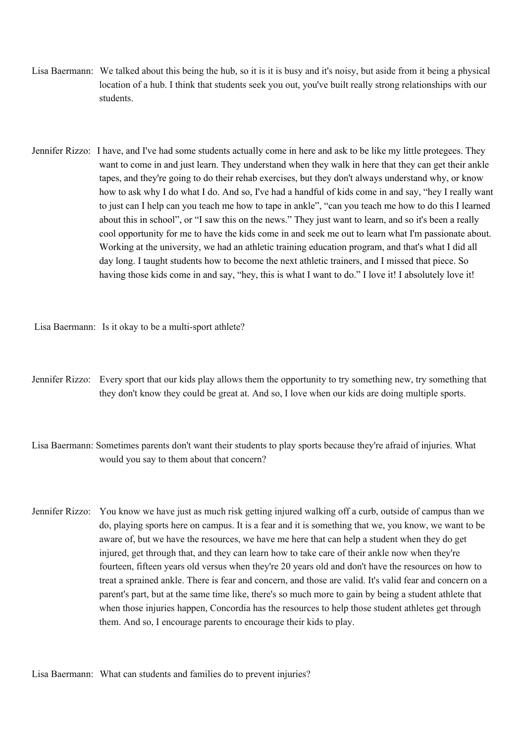Lisa Baermann: We talked about this being the hub, so it is it is busy and it's noisy, but aside from it being a physical location of a hub. I think that students seek you out, you've built really strong relationships with our students.

Jennifer Rizzo: I have, and I've had some students actually come in here and ask to be like my little protegees. They want to come in and just learn. They understand when they walk in here that they can get their ankle tapes, and they're going to do their rehab exercises, but they don't always understand why, or know how to ask why I do what I do. And so, I've had a handful of kids come in and say, "hey I really want to just can I help can you teach me how to tape in ankle", "can you teach me how to do this I learned about this in school", or "I saw this on the news." They just want to learn, and so it's been a really cool opportunity for me to have the kids come in and seek me out to learn what I'm passionate about. Working at the university, we had an athletic training education program, and that's what I did all day long. I taught students how to become the next athletic trainers, and I missed that piece. So having those kids come in and say, "hey, this is what I want to do." I love it! I absolutely love it!

Lisa Baermann: Is it okay to be a multi-sport athlete?

Jennifer Rizzo: Every sport that our kids play allows them the opportunity to try something new, try something that they don't know they could be great at. And so, I love when our kids are doing multiple sports.

Lisa Baermann: Sometimes parents don't want their students to play sports because they're afraid of injuries. What would you say to them about that concern?

Jennifer Rizzo: You know we have just as much risk getting injured walking off a curb, outside of campus than we do, playing sports here on campus. It is a fear and it is something that we, you know, we want to be aware of, but we have the resources, we have me here that can help a student when they do get injured, get through that, and they can learn how to take care of their ankle now when they're fourteen, fifteen years old versus when they're 20 years old and don't have the resources on how to treat a sprained ankle. There is fear and concern, and those are valid. It's valid fear and concern on a parent's part, but at the same time like, there's so much more to gain by being a student athlete that when those injuries happen, Concordia has the resources to help those student athletes get through them. And so, I encourage parents to encourage their kids to play.

Lisa Baermann: What can students and families do to prevent injuries?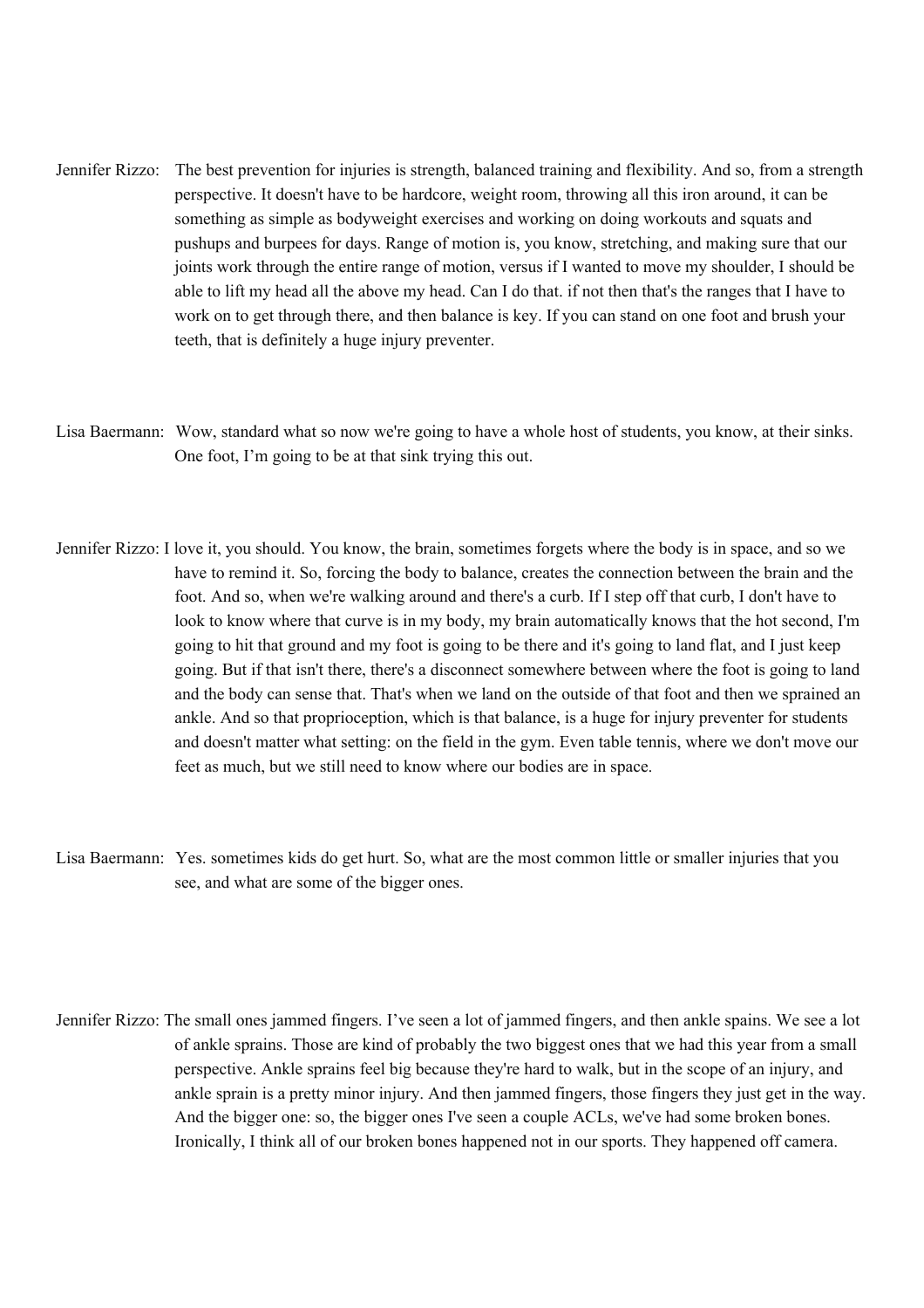Jennifer Rizzo: The best prevention for injuries is strength, balanced training and flexibility. And so, from a strength perspective. It doesn't have to be hardcore, weight room, throwing all this iron around, it can be something as simple as bodyweight exercises and working on doing workouts and squats and pushups and burpees for days. Range of motion is, you know, stretching, and making sure that our joints work through the entire range of motion, versus if I wanted to move my shoulder, I should be able to lift my head all the above my head. Can I do that. if not then that's the ranges that I have to work on to get through there, and then balance is key. If you can stand on one foot and brush your teeth, that is definitely a huge injury preventer.

Lisa Baermann: Wow, standard what so now we're going to have a whole host of students, you know, at their sinks. One foot, I'm going to be at that sink trying this out.

Jennifer Rizzo: I love it, you should. You know, the brain, sometimes forgets where the body is in space, and so we have to remind it. So, forcing the body to balance, creates the connection between the brain and the foot. And so, when we're walking around and there's a curb. If I step off that curb, I don't have to look to know where that curve is in my body, my brain automatically knows that the hot second, I'm going to hit that ground and my foot is going to be there and it's going to land flat, and I just keep going. But if that isn't there, there's a disconnect somewhere between where the foot is going to land and the body can sense that. That's when we land on the outside of that foot and then we sprained an ankle. And so that proprioception, which is that balance, is a huge for injury preventer for students and doesn't matter what setting: on the field in the gym. Even table tennis, where we don't move our feet as much, but we still need to know where our bodies are in space.

Lisa Baermann: Yes. sometimes kids do get hurt. So, what are the most common little or smaller injuries that you see, and what are some of the bigger ones.

Jennifer Rizzo: The small ones jammed fingers. I've seen a lot of jammed fingers, and then ankle spains. We see a lot of ankle sprains. Those are kind of probably the two biggest ones that we had this year from a small perspective. Ankle sprains feel big because they're hard to walk, but in the scope of an injury, and ankle sprain is a pretty minor injury. And then jammed fingers, those fingers they just get in the way. And the bigger one: so, the bigger ones I've seen a couple ACLs, we've had some broken bones. Ironically, I think all of our broken bones happened not in our sports. They happened off camera.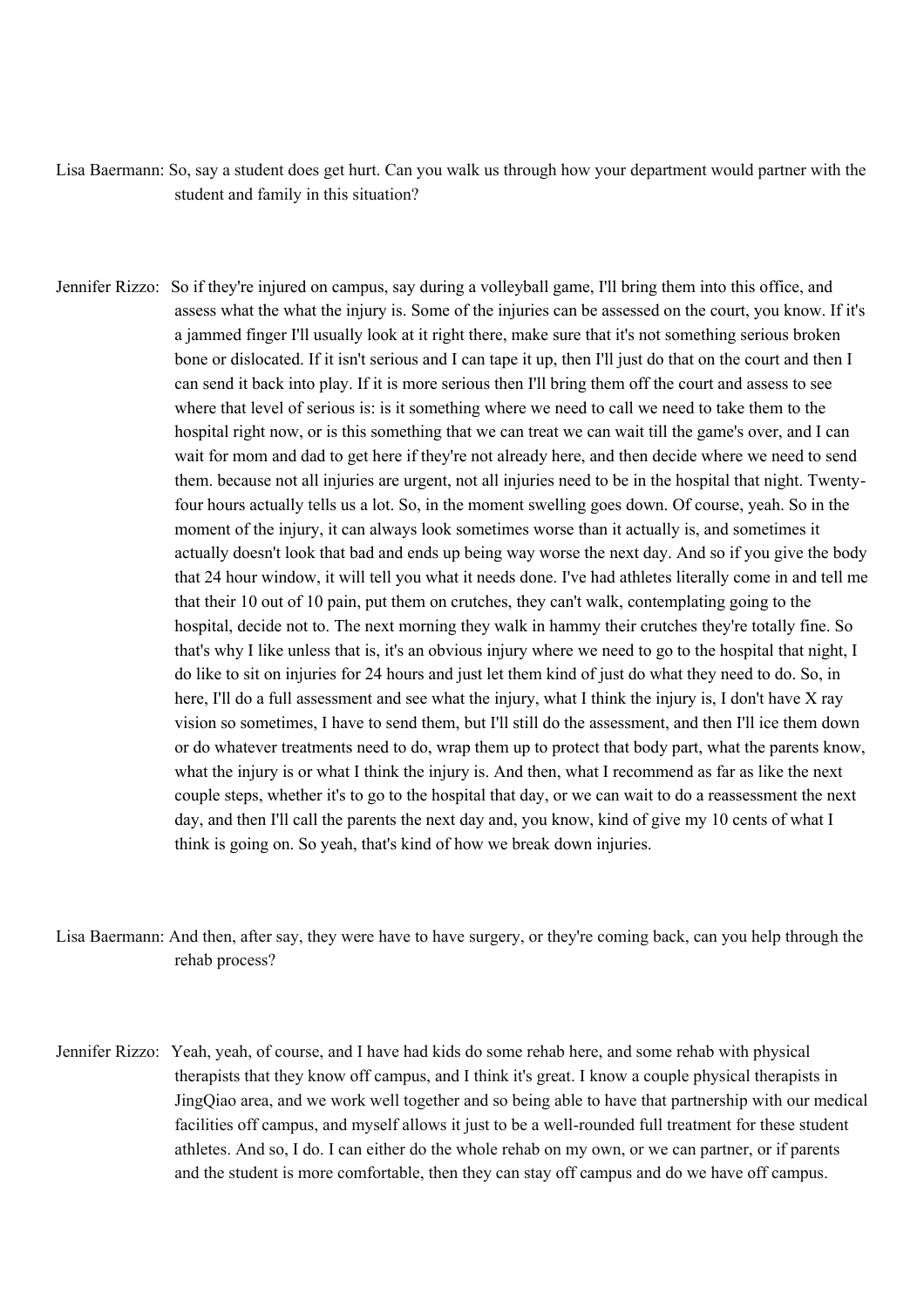Lisa Baermann: So, say a student does get hurt. Can you walk us through how your department would partner with the student and family in this situation?

Jennifer Rizzo: So if they're injured on campus, say during a volleyball game, I'll bring them into this office, and assess what the what the injury is. Some of the injuries can be assessed on the court, you know. If it's a jammed finger I'll usually look at it right there, make sure that it's not something serious broken bone or dislocated. If it isn't serious and I can tape it up, then I'll just do that on the court and then I can send it back into play. If it is more serious then I'll bring them off the court and assess to see where that level of serious is: is it something where we need to call we need to take them to the hospital right now, or is this something that we can treat we can wait till the game's over, and I can wait for mom and dad to get here if they're not already here, and then decide where we need to send them. because not all injuries are urgent, not all injuries need to be in the hospital that night. Twenty-four hours actually tells us a lot. So, in the moment swelling goes down. Of course, yeah. So in the moment of the injury, it can always look sometimes worse than it actually is, and sometimes it actually doesn't look that bad and ends up being way worse the next day. And so if you give the body that 24 hour window, it will tell you what it needs done. I've had athletes literally come in and tell me that their 10 out of 10 pain, put them on crutches, they can't walk, contemplating going to the hospital, decide not to. The next morning they walk in hammy their crutches they're totally fine. So that's why I like unless that is, it's an obvious injury where we need to go to the hospital that night, I do like to sit on injuries for 24 hours and just let them kind of just do what they need to do. So, in here, I'll do a full assessment and see what the injury, what I think the injury is, I don't have X ray vision so sometimes, I have to send them, but I'll still do the assessment, and then I'll ice them down or do whatever treatments need to do, wrap them up to protect that body part, what the parents know, what the injury is or what I think the injury is. And then, what I recommend as far as like the next couple steps, whether it's to go to the hospital that day, or we can wait to do a reassessment the next day, and then I'll call the parents the next day and, you know, kind of give my 10 cents of what I think is going on. So yeah, that's kind of how we break down injuries.

Lisa Baermann: And then, after say, they were have to have surgery, or they're coming back, can you help through the rehab process?

Jennifer Rizzo: Yeah, yeah, of course, and I have had kids do some rehab here, and some rehab with physical therapists that they know off campus, and I think it's great. I know a couple physical therapists in JingQiao area, and we work well together and so being able to have that partnership with our medical facilities off campus, and myself allows it just to be a well-rounded full treatment for these student athletes. And so, I do. I can either do the whole rehab on my own, or we can partner, or if parents and the student is more comfortable, then they can stay off campus and do we have off campus.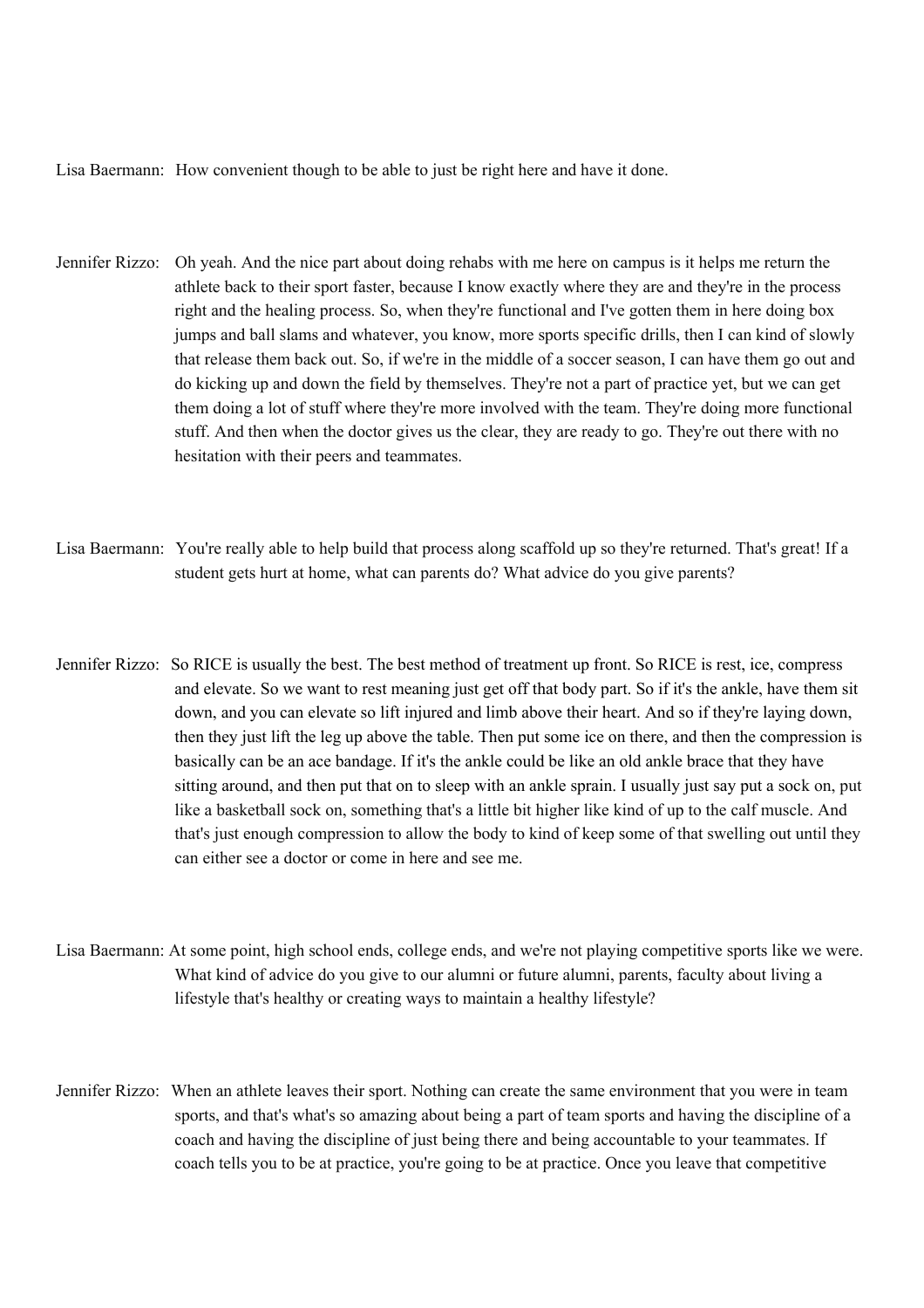Lisa Baermann: How convenient though to be able to just be right here and have it done.

Jennifer Rizzo: Oh yeah. And the nice part about doing rehabs with me here on campus is it helps me return the athlete back to their sport faster, because I know exactly where they are and they're in the process right and the healing process. So, when they're functional and I've gotten them in here doing box jumps and ball slams and whatever, you know, more sports specific drills, then I can kind of slowly that release them back out. So, if we're in the middle of a soccer season, I can have them go out and do kicking up and down the field by themselves. They're not a part of practice yet, but we can get them doing a lot of stuff where they're more involved with the team. They're doing more functional stuff. And then when the doctor gives us the clear, they are ready to go. They're out there with no hesitation with their peers and teammates.

Lisa Baermann: You're really able to help build that process along scaffold up so they're returned. That's great! If a student gets hurt at home, what can parents do? What advice do you give parents?

Jennifer Rizzo: So RICE is usually the best. The best method of treatment up front. So RICE is rest, ice, compress and elevate. So we want to rest meaning just get off that body part. So if it's the ankle, have them sit down, and you can elevate so lift injured and limb above their heart. And so if they're laying down, then they just lift the leg up above the table. Then put some ice on there, and then the compression is basically can be an ace bandage. If it's the ankle could be like an old ankle brace that they have sitting around, and then put that on to sleep with an ankle sprain. I usually just say put a sock on, put like a basketball sock on, something that's a little bit higher like kind of up to the calf muscle. And that's just enough compression to allow the body to kind of keep some of that swelling out until they can either see a doctor or come in here and see me.

Lisa Baermann: At some point, high school ends, college ends, and we're not playing competitive sports like we were. What kind of advice do you give to our alumni or future alumni, parents, faculty about living a lifestyle that's healthy or creating ways to maintain a healthy lifestyle?

Jennifer Rizzo: When an athlete leaves their sport. Nothing can create the same environment that you were in team sports, and that's what's so amazing about being a part of team sports and having the discipline of a coach and having the discipline of just being there and being accountable to your teammates. If coach tells you to be at practice, you're going to be at practice. Once you leave that competitive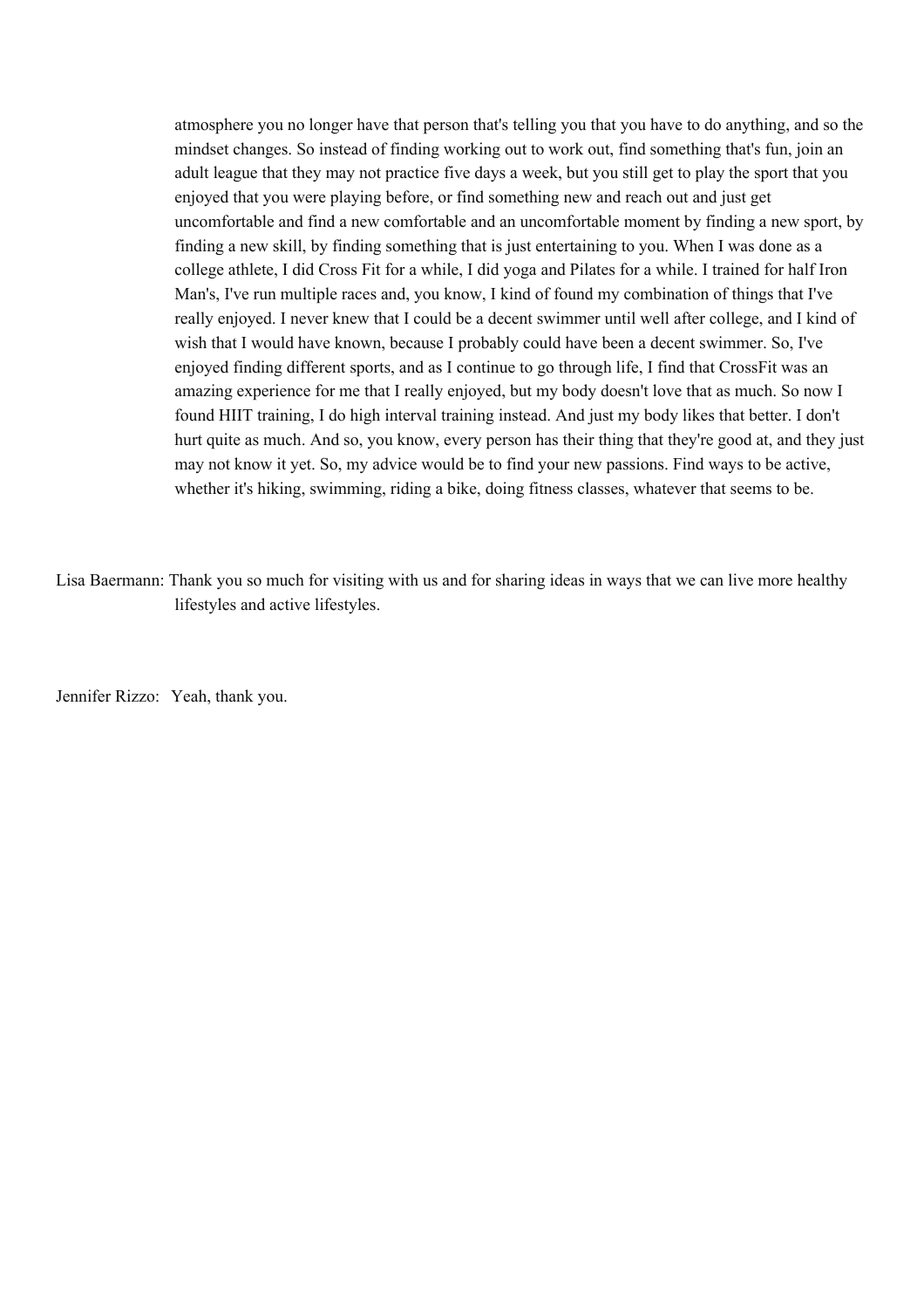atmosphere you no longer have that person that's telling you that you have to do anything, and so the mindset changes. So instead of finding working out to work out, find something that's fun, join an adult league that they may not practice five days a week, but you still get to play the sport that you enjoyed that you were playing before, or find something new and reach out and just get uncomfortable and find a new comfortable and an uncomfortable moment by finding a new sport, by finding a new skill, by finding something that is just entertaining to you. When I was done as a college athlete, I did Cross Fit for a while, I did yoga and Pilates for a while. I trained for half Iron Man's, I've run multiple races and, you know, I kind of found my combination of things that I've really enjoyed. I never knew that I could be a decent swimmer until well after college, and I kind of wish that I would have known, because I probably could have been a decent swimmer. So, I've enjoyed finding different sports, and as I continue to go through life, I find that CrossFit was an amazing experience for me that I really enjoyed, but my body doesn't love that as much. So now I found HIIT training, I do high interval training instead. And just my body likes that better. I don't hurt quite as much. And so, you know, every person has their thing that they're good at, and they just may not know it yet. So, my advice would be to find your new passions. Find ways to be active, whether it's hiking, swimming, riding a bike, doing fitness classes, whatever that seems to be.

Lisa Baermann: Thank you so much for visiting with us and for sharing ideas in ways that we can live more healthy lifestyles and active lifestyles.

Jennifer Rizzo: Yeah, thank you.